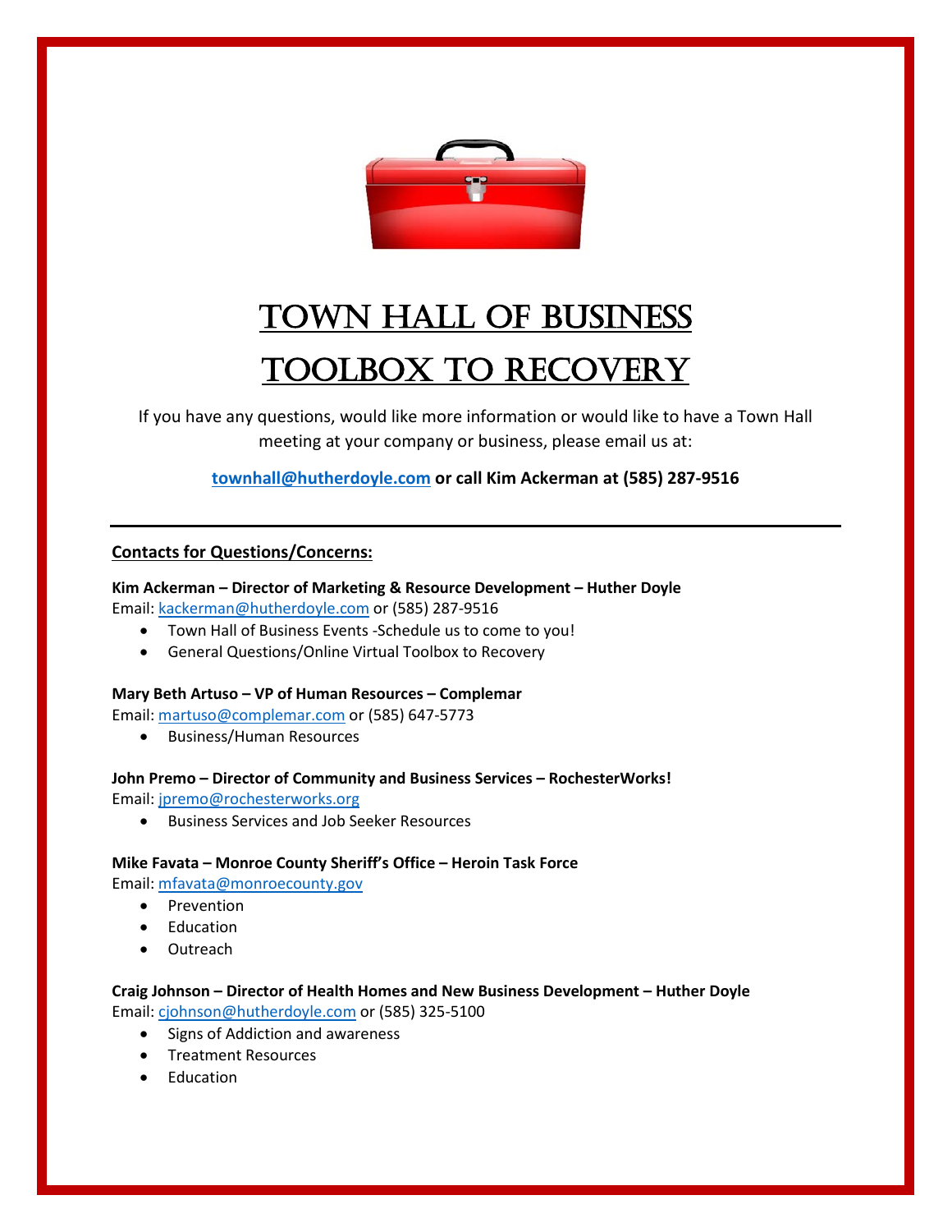# TOWN HALL OF BUSINESS

# TOOLBOX TO RECOVERY

If you have any questions, would like more information or would like to have a Town Hall meeting at your company or business, please email us at:

**townhall@hutherdoyle.com or call Kim Ackerman at (585) 287-9516**

---

**Contacts for Questions/Concerns:**

**Kim Ackerman – Director of Marketing & Resource Development – Huther Doyle**
Email: kackerman@hutherdoyle.com or (585) 287-9516

- Town Hall of Business Events -Schedule us to come to you!
- General Questions/Online Virtual Toolbox to Recovery

**Mary Beth Artuso – VP of Human Resources – Complemar**
Email: martuso@complemar.com or (585) 647-5773

- Business/Human Resources

**John Premo – Director of Community and Business Services – RochesterWorks!**
Email: jpremo@rochesterworks.org

- Business Services and Job Seeker Resources

**Mike Favata – Monroe County Sheriff's Office – Heroin Task Force**
Email: mfavata@monroecounty.gov

- Prevention
- Education
- Outreach

**Craig Johnson – Director of Health Homes and New Business Development – Huther Doyle**
Email: cjohnson@hutherdoyle.com or (585) 325-5100

- Signs of Addiction and awareness
- Treatment Resources
- Education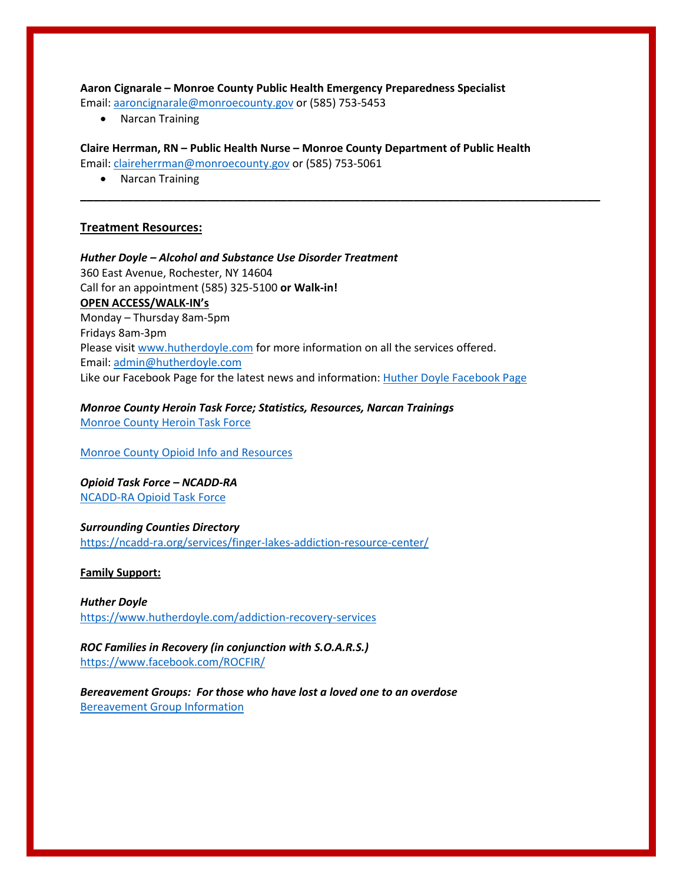**Aaron Cignarale – Monroe County Public Health Emergency Preparedness Specialist**
Email: aaroncignarale@monroecounty.gov or (585) 753-5453

- Narcan Training

**Claire Herrman, RN – Public Health Nurse – Monroe County Department of Public Health**
Email: claireherrman@monroecounty.gov or (585) 753-5061

- Narcan Training

---

## Treatment Resources:

***Huther Doyle – Alcohol and Substance Use Disorder Treatment***
360 East Avenue, Rochester, NY 14604
Call for an appointment (585) 325-5100 **or Walk-in!**
**OPEN ACCESS/WALK-IN's**
Monday – Thursday 8am-5pm
Fridays 8am-3pm
Please visit www.hutherdoyle.com for more information on all the services offered.
Email: admin@hutherdoyle.com
Like our Facebook Page for the latest news and information: Huther Doyle Facebook Page

***Monroe County Heroin Task Force; Statistics, Resources, Narcan Trainings***
Monroe County Heroin Task Force

Monroe County Opioid Info and Resources

***Opioid Task Force – NCADD-RA***
NCADD-RA Opioid Task Force

***Surrounding Counties Directory***
https://ncadd-ra.org/services/finger-lakes-addiction-resource-center/

## Family Support:

***Huther Doyle***
https://www.hutherdoyle.com/addiction-recovery-services

***ROC Families in Recovery (in conjunction with S.O.A.R.S.)***
https://www.facebook.com/ROCFIR/

***Bereavement Groups: For those who have lost a loved one to an overdose***
Bereavement Group Information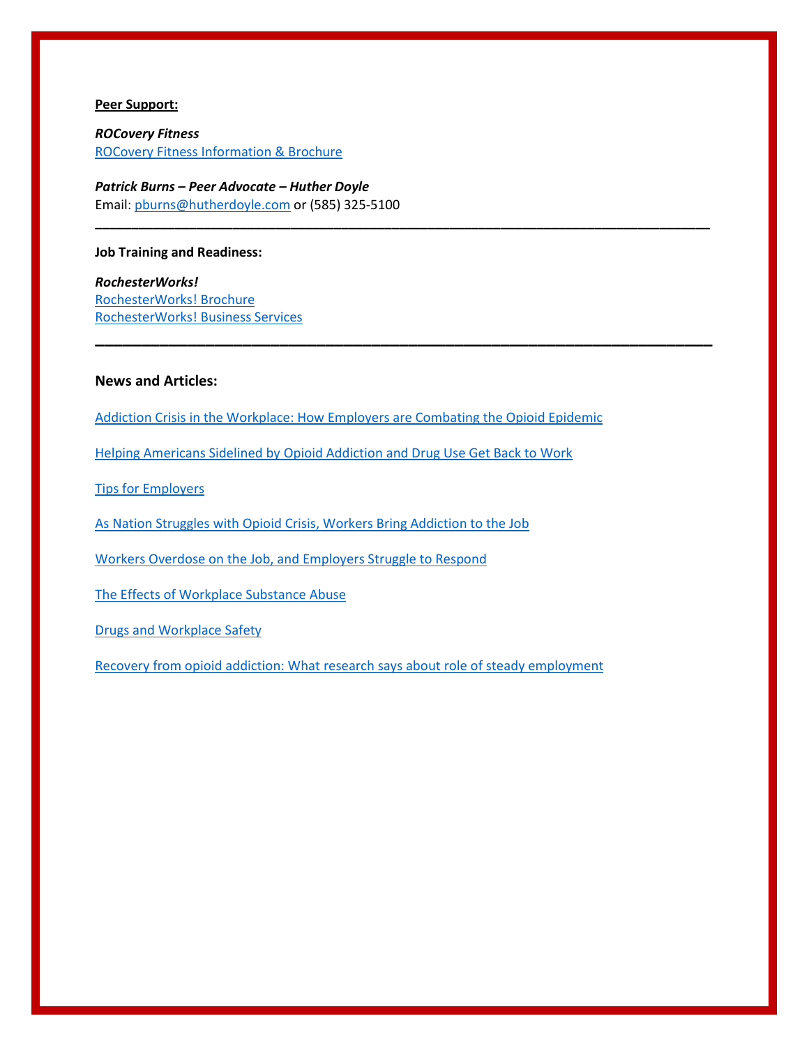**Peer Support:**

***ROCovery Fitness***
[ROCovery Fitness Information & Brochure]

***Patrick Burns – Peer Advocate – Huther Doyle***
Email: pburns@hutherdoyle.com or (585) 325-5100

---

**Job Training and Readiness:**

***RochesterWorks!***
[RochesterWorks! Brochure]
[RochesterWorks! Business Services]

---

**News and Articles:**

[Addiction Crisis in the Workplace: How Employers are Combating the Opioid Epidemic]

[Helping Americans Sidelined by Opioid Addiction and Drug Use Get Back to Work]

[Tips for Employers]

[As Nation Struggles with Opioid Crisis, Workers Bring Addiction to the Job]

[Workers Overdose on the Job, and Employers Struggle to Respond]

[The Effects of Workplace Substance Abuse]

[Drugs and Workplace Safety]

[Recovery from opioid addiction: What research says about role of steady employment]